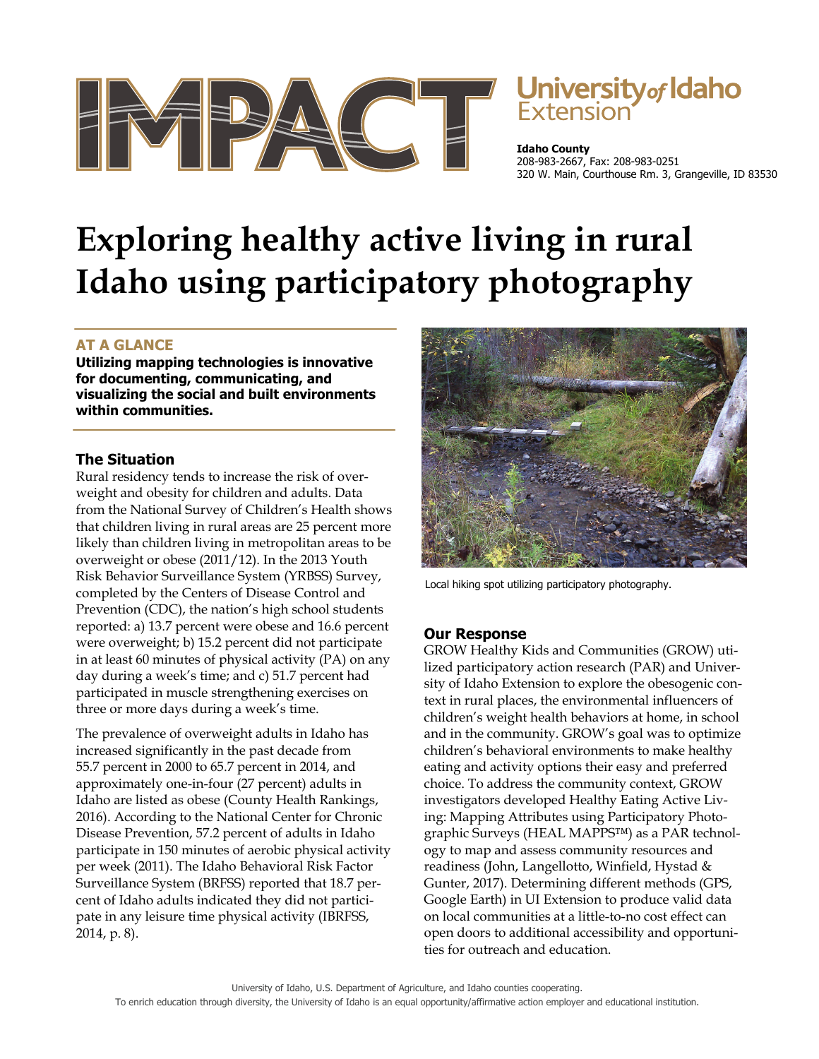# IMPACT

**University of Idaho Extension**

**Idaho County**
208-983-2667, Fax: 208-983-0251
320 W. Main, Courthouse Rm. 3, Grangeville, ID 83530

# Exploring healthy active living in rural Idaho using participatory photography

## AT A GLANCE

**Utilizing mapping technologies is innovative for documenting, communicating, and visualizing the social and built environments within communities.**

## The Situation

Rural residency tends to increase the risk of overweight and obesity for children and adults. Data from the National Survey of Children's Health shows that children living in rural areas are 25 percent more likely than children living in metropolitan areas to be overweight or obese (2011/12). In the 2013 Youth Risk Behavior Surveillance System (YRBSS) Survey, completed by the Centers of Disease Control and Prevention (CDC), the nation's high school students reported: a) 13.7 percent were obese and 16.6 percent were overweight; b) 15.2 percent did not participate in at least 60 minutes of physical activity (PA) on any day during a week's time; and c) 51.7 percent had participated in muscle strengthening exercises on three or more days during a week's time.

The prevalence of overweight adults in Idaho has increased significantly in the past decade from 55.7 percent in 2000 to 65.7 percent in 2014, and approximately one-in-four (27 percent) adults in Idaho are listed as obese (County Health Rankings, 2016). According to the National Center for Chronic Disease Prevention, 57.2 percent of adults in Idaho participate in 150 minutes of aerobic physical activity per week (2011). The Idaho Behavioral Risk Factor Surveillance System (BRFSS) reported that 18.7 percent of Idaho adults indicated they did not participate in any leisure time physical activity (IBRFSS, 2014, p. 8).

Local hiking spot utilizing participatory photography.

## Our Response

GROW Healthy Kids and Communities (GROW) utilized participatory action research (PAR) and University of Idaho Extension to explore the obesogenic context in rural places, the environmental influencers of children's weight health behaviors at home, in school and in the community. GROW's goal was to optimize children's behavioral environments to make healthy eating and activity options their easy and preferred choice. To address the community context, GROW investigators developed Healthy Eating Active Living: Mapping Attributes using Participatory Photographic Surveys (HEAL MAPPS™) as a PAR technology to map and assess community resources and readiness (John, Langellotto, Winfield, Hystad & Gunter, 2017). Determining different methods (GPS, Google Earth) in UI Extension to produce valid data on local communities at a little-to-no cost effect can open doors to additional accessibility and opportunities for outreach and education.

University of Idaho, U.S. Department of Agriculture, and Idaho counties cooperating.
To enrich education through diversity, the University of Idaho is an equal opportunity/affirmative action employer and educational institution.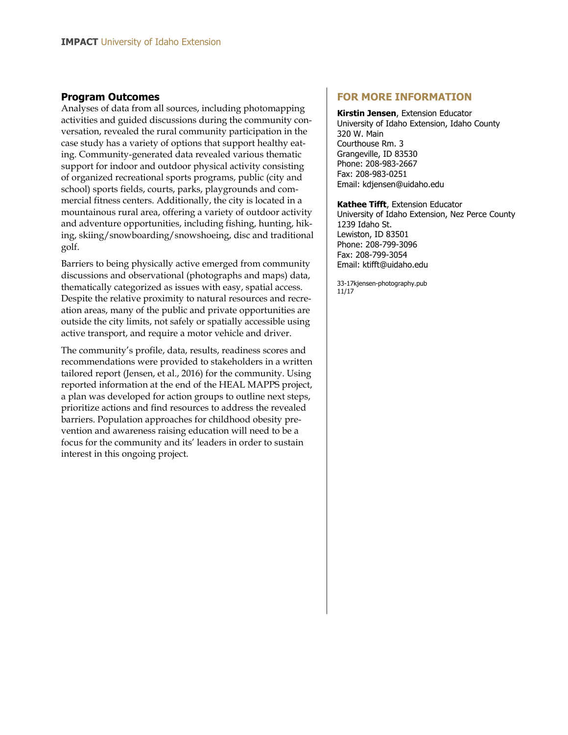## Program Outcomes

Analyses of data from all sources, including photomapping activities and guided discussions during the community conversation, revealed the rural community participation in the case study has a variety of options that support healthy eating. Community-generated data revealed various thematic support for indoor and outdoor physical activity consisting of organized recreational sports programs, public (city and school) sports fields, courts, parks, playgrounds and commercial fitness centers. Additionally, the city is located in a mountainous rural area, offering a variety of outdoor activity and adventure opportunities, including fishing, hunting, hiking, skiing/snowboarding/snowshoeing, disc and traditional golf.

Barriers to being physically active emerged from community discussions and observational (photographs and maps) data, thematically categorized as issues with easy, spatial access. Despite the relative proximity to natural resources and recreation areas, many of the public and private opportunities are outside the city limits, not safely or spatially accessible using active transport, and require a motor vehicle and driver.

The community's profile, data, results, readiness scores and recommendations were provided to stakeholders in a written tailored report (Jensen, et al., 2016) for the community. Using reported information at the end of the HEAL MAPPS project, a plan was developed for action groups to outline next steps, prioritize actions and find resources to address the revealed barriers. Population approaches for childhood obesity prevention and awareness raising education will need to be a focus for the community and its' leaders in order to sustain interest in this ongoing project.

## FOR MORE INFORMATION

**Kirstin Jensen**, Extension Educator
University of Idaho Extension, Idaho County
320 W. Main
Courthouse Rm. 3
Grangeville, ID 83530
Phone: 208-983-2667
Fax: 208-983-0251
Email: kdjensen@uidaho.edu

**Kathee Tifft**, Extension Educator
University of Idaho Extension, Nez Perce County
1239 Idaho St.
Lewiston, ID 83501
Phone: 208-799-3096
Fax: 208-799-3054
Email: ktifft@uidaho.edu

33-17kjensen-photography.pub
11/17